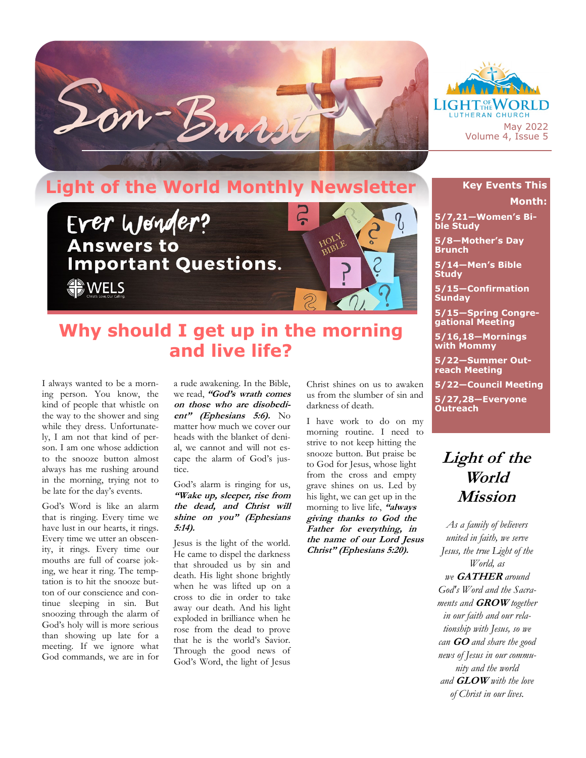# Son-Burst

LIGHT OF THE WORLD LUTHERAN CHURCH

May 2022
Volume 4, Issue 5

## Light of the World Monthly Newsletter

**Ever Wonder? Answers to Important Questions.**

WELS

## Why should I get up in the morning and live life?

I always wanted to be a morning person. You know, the kind of people that whistle on the way to the shower and sing while they dress. Unfortunately, I am not that kind of person. I am one whose addiction to the snooze button almost always has me rushing around in the morning, trying not to be late for the day's events.

God's Word is like an alarm that is ringing. Every time we have lust in our hearts, it rings. Every time we utter an obscenity, it rings. Every time our mouths are full of coarse joking, we hear it ring. The temptation is to hit the snooze button of our conscience and continue sleeping in sin. But snoozing through the alarm of God's holy will is more serious than showing up late for a meeting. If we ignore what God commands, we are in for a rude awakening. In the Bible, we read, ***"God's wrath comes on those who are disobedient" (Ephesians 5:6).*** No matter how much we cover our heads with the blanket of denial, we cannot and will not escape the alarm of God's justice.

God's alarm is ringing for us, ***"Wake up, sleeper, rise from the dead, and Christ will shine on you" (Ephesians 5:14).***

Jesus is the light of the world. He came to dispel the darkness that shrouded us by sin and death. His light shone brightly when he was lifted up on a cross to die in order to take away our death. And his light exploded in brilliance when he rose from the dead to prove that he is the world's Savior. Through the good news of God's Word, the light of Jesus Christ shines on us to awaken us from the slumber of sin and darkness of death.

I have work to do on my morning routine. I need to strive to not keep hitting the snooze button. But praise be to God for Jesus, whose light from the cross and empty grave shines on us. Led by his light, we can get up in the morning to live life, ***"always giving thanks to God the Father for everything, in the name of our Lord Jesus Christ" (Ephesians 5:20).***

### Key Events This Month:

- **5/7,21—Women's Bible Study**
- **5/8—Mother's Day Brunch**
- **5/14—Men's Bible Study**
- **5/15—Confirmation Sunday**
- **5/15—Spring Congregational Meeting**
- **5/16,18—Mornings with Mommy**
- **5/22—Summer Outreach Meeting**
- **5/22—Council Meeting**
- **5/27,28—Everyone Outreach**

### *Light of the World Mission*

*As a family of believers united in faith, we serve Jesus, the true Light of the World, as we* ***GATHER*** *around God's Word and the Sacraments and* ***GROW*** *together in our faith and our relationship with Jesus, so we can* ***GO*** *and share the good news of Jesus in our community and the world and* ***GLOW*** *with the love of Christ in our lives.*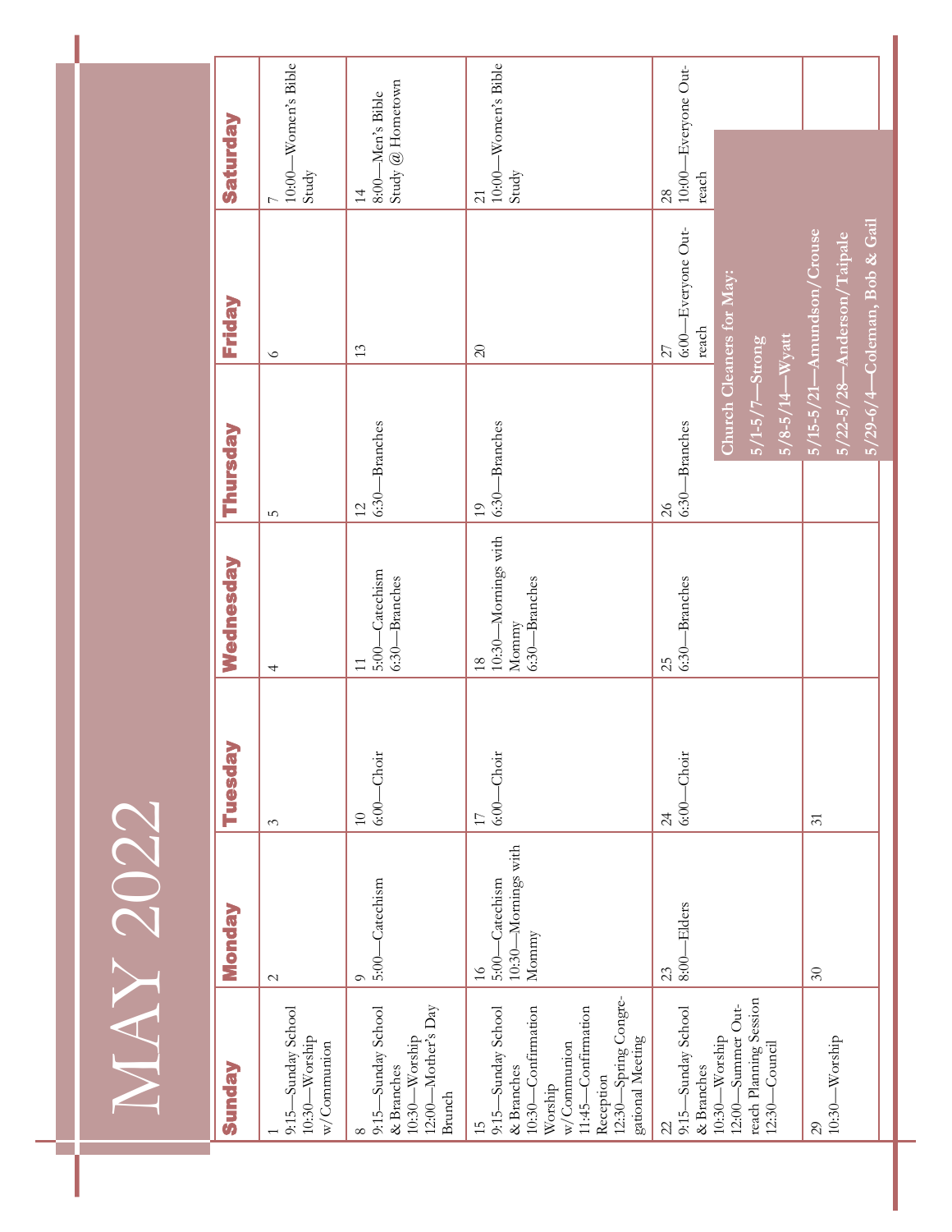# MAY 2022

| Sunday | Monday | Tuesday | Wednesday | Thursday | Friday | Saturday |
|---|---|---|---|---|---|---|
| 1<br>9:15—Sunday School<br>10:30—Worship w/Communion | 2 | 3 | 4 | 5 | 6 | 7<br>10:00—Women's Bible Study |
| 8<br>9:15—Sunday School & Branches<br>10:30—Worship<br>12:00—Mother's Day Brunch | 9<br>5:00—Catechism | 10<br>6:00—Choir | 11<br>5:00—Catechism<br>6:30—Branches | 12<br>6:30—Branches | 13 | 14<br>8:00—Men's Bible Study @ Hometown |
| 15<br>9:15—Sunday School & Branches<br>10:30—Confirmation Worship w/Communion<br>11:45—Confirmation Reception<br>12:30—Spring Congregational Meeting | 16<br>5:00—Catechism<br>10:30—Mornings with Mommy | 17<br>6:00—Choir | 18<br>10:30—Mornings with Mommy<br>6:30—Branches | 19<br>6:30—Branches | 20 | 21<br>10:00—Women's Bible Study |
| 22<br>9:15—Sunday School & Branches<br>10:30—Worship<br>12:00—Summer Outreach Planning Session<br>12:30—Council | 23<br>8:00—Elders | 24<br>6:00—Choir | 25<br>6:30—Branches | 26<br>6:30—Branches | 27<br>6:00—Everyone Outreach | 28<br>10:00—Everyone Outreach |
| 29<br>10:30—Worship | 30 | 31 | | | | |

**Church Cleaners for May:**

- 5/1-5/7—Strong
- 5/8-5/14—Wyatt
- 5/15-5/21—Amundson/Crouse
- 5/22-5/28—Anderson/Taipale
- 5/29-6/4—Coleman, Bob & Gail